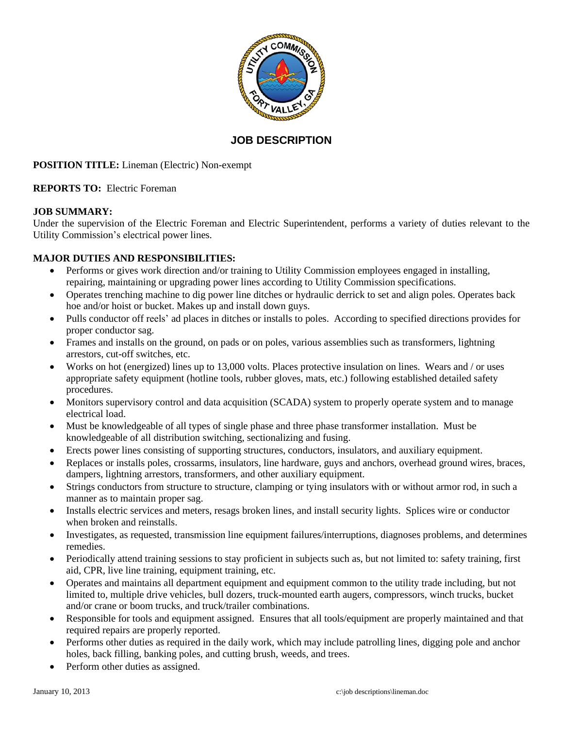# JOB DESCRIPTION

**POSITION TITLE:** Lineman (Electric) Non-exempt

**REPORTS TO:** Electric Foreman

**JOB SUMMARY:**
Under the supervision of the Electric Foreman and Electric Superintendent, performs a variety of duties relevant to the Utility Commission's electrical power lines.

**MAJOR DUTIES AND RESPONSIBILITIES:**

- Performs or gives work direction and/or training to Utility Commission employees engaged in installing, repairing, maintaining or upgrading power lines according to Utility Commission specifications.
- Operates trenching machine to dig power line ditches or hydraulic derrick to set and align poles. Operates back hoe and/or hoist or bucket. Makes up and install down guys.
- Pulls conductor off reels' ad places in ditches or installs to poles. According to specified directions provides for proper conductor sag.
- Frames and installs on the ground, on pads or on poles, various assemblies such as transformers, lightning arrestors, cut-off switches, etc.
- Works on hot (energized) lines up to 13,000 volts. Places protective insulation on lines. Wears and / or uses appropriate safety equipment (hotline tools, rubber gloves, mats, etc.) following established detailed safety procedures.
- Monitors supervisory control and data acquisition (SCADA) system to properly operate system and to manage electrical load.
- Must be knowledgeable of all types of single phase and three phase transformer installation. Must be knowledgeable of all distribution switching, sectionalizing and fusing.
- Erects power lines consisting of supporting structures, conductors, insulators, and auxiliary equipment.
- Replaces or installs poles, crossarms, insulators, line hardware, guys and anchors, overhead ground wires, braces, dampers, lightning arrestors, transformers, and other auxiliary equipment.
- Strings conductors from structure to structure, clamping or tying insulators with or without armor rod, in such a manner as to maintain proper sag.
- Installs electric services and meters, resags broken lines, and install security lights. Splices wire or conductor when broken and reinstalls.
- Investigates, as requested, transmission line equipment failures/interruptions, diagnoses problems, and determines remedies.
- Periodically attend training sessions to stay proficient in subjects such as, but not limited to: safety training, first aid, CPR, live line training, equipment training, etc.
- Operates and maintains all department equipment and equipment common to the utility trade including, but not limited to, multiple drive vehicles, bull dozers, truck-mounted earth augers, compressors, winch trucks, bucket and/or crane or boom trucks, and truck/trailer combinations.
- Responsible for tools and equipment assigned. Ensures that all tools/equipment are properly maintained and that required repairs are properly reported.
- Performs other duties as required in the daily work, which may include patrolling lines, digging pole and anchor holes, back filling, banking poles, and cutting brush, weeds, and trees.
- Perform other duties as assigned.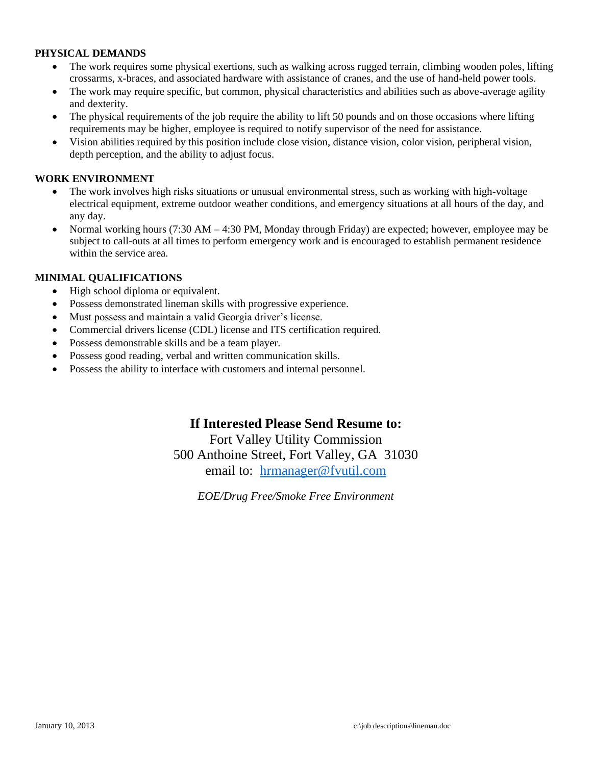**PHYSICAL DEMANDS**

- The work requires some physical exertions, such as walking across rugged terrain, climbing wooden poles, lifting crossarms, x-braces, and associated hardware with assistance of cranes, and the use of hand-held power tools.
- The work may require specific, but common, physical characteristics and abilities such as above-average agility and dexterity.
- The physical requirements of the job require the ability to lift 50 pounds and on those occasions where lifting requirements may be higher, employee is required to notify supervisor of the need for assistance.
- Vision abilities required by this position include close vision, distance vision, color vision, peripheral vision, depth perception, and the ability to adjust focus.

**WORK ENVIRONMENT**

- The work involves high risks situations or unusual environmental stress, such as working with high-voltage electrical equipment, extreme outdoor weather conditions, and emergency situations at all hours of the day, and any day.
- Normal working hours (7:30 AM – 4:30 PM, Monday through Friday) are expected; however, employee may be subject to call-outs at all times to perform emergency work and is encouraged to establish permanent residence within the service area.

**MINIMAL QUALIFICATIONS**

- High school diploma or equivalent.
- Possess demonstrated lineman skills with progressive experience.
- Must possess and maintain a valid Georgia driver's license.
- Commercial drivers license (CDL) license and ITS certification required.
- Possess demonstrable skills and be a team player.
- Possess good reading, verbal and written communication skills.
- Possess the ability to interface with customers and internal personnel.

**If Interested Please Send Resume to:**

Fort Valley Utility Commission
500 Anthoine Street, Fort Valley, GA 31030
email to: hrmanager@fvutil.com

*EOE/Drug Free/Smoke Free Environment*

January 10, 2013 c:\job descriptions\lineman.doc